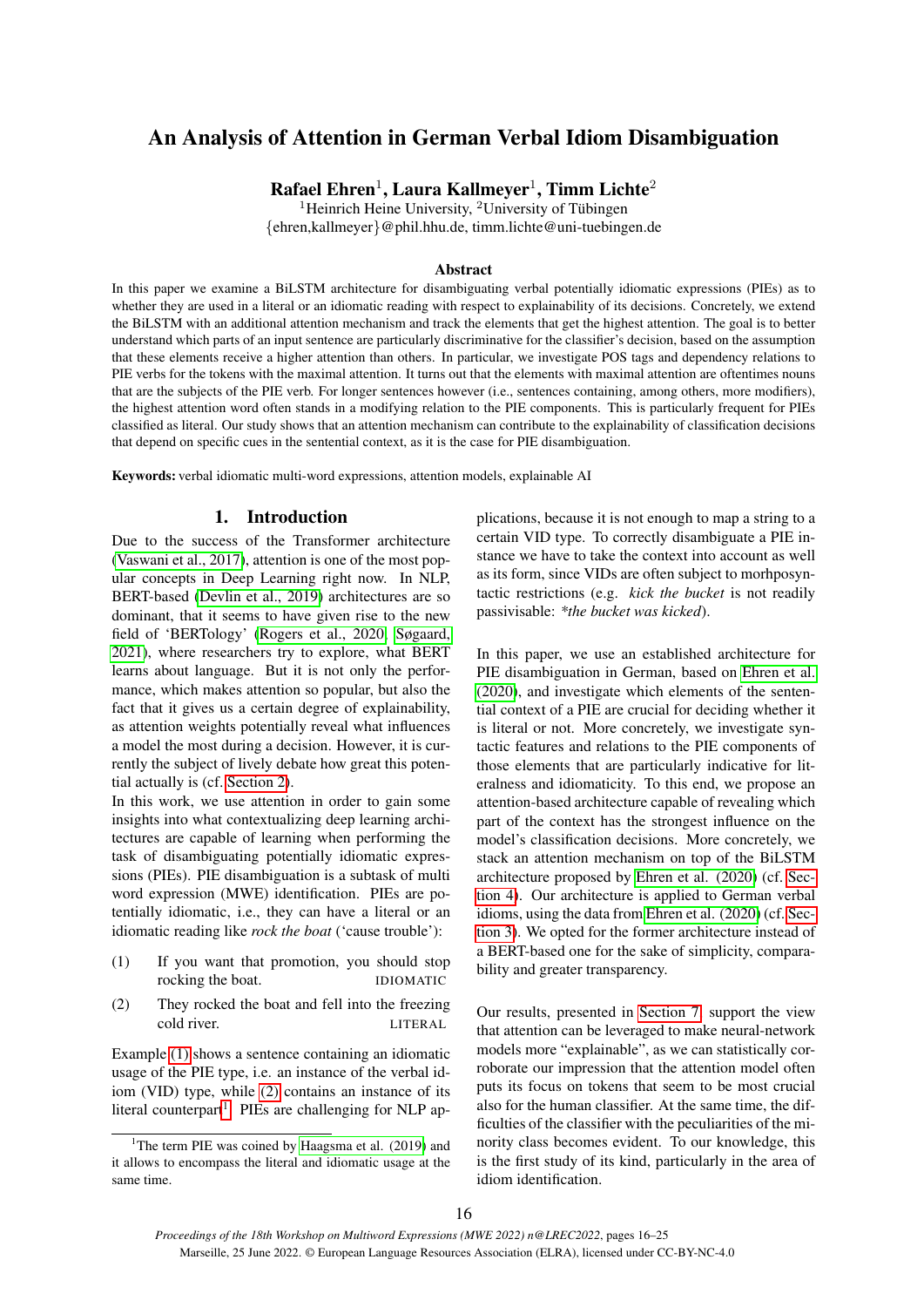# An Analysis of Attention in German Verbal Idiom Disambiguation

**Rafael Ehren[1], Laura Kallmeyer[1], Timm Lichte[2]**

[1]Heinrich Heine University, [2]University of Tübingen
{ehren,kallmeyer}@phil.hhu.de, timm.lichte@uni-tuebingen.de

### Abstract

In this paper we examine a BiLSTM architecture for disambiguating verbal potentially idiomatic expressions (PIEs) as to whether they are used in a literal or an idiomatic reading with respect to explainability of its decisions. Concretely, we extend the BiLSTM with an additional attention mechanism and track the elements that get the highest attention. The goal is to better understand which parts of an input sentence are particularly discriminative for the classifier's decision, based on the assumption that these elements receive a higher attention than others. In particular, we investigate POS tags and dependency relations to PIE verbs for the tokens with the maximal attention. It turns out that the elements with maximal attention are oftentimes nouns that are the subjects of the PIE verb. For longer sentences however (i.e., sentences containing, among others, more modifiers), the highest attention word often stands in a modifying relation to the PIE components. This is particularly frequent for PIEs classified as literal. Our study shows that an attention mechanism can contribute to the explainability of classification decisions that depend on specific cues in the sentential context, as it is the case for PIE disambiguation.

**Keywords:** verbal idiomatic multi-word expressions, attention models, explainable AI

## 1. Introduction

Due to the success of the Transformer architecture (Vaswani et al., 2017), attention is one of the most popular concepts in Deep Learning right now. In NLP, BERT-based (Devlin et al., 2019) architectures are so dominant, that it seems to have given rise to the new field of 'BERTology' (Rogers et al., 2020; Søgaard, 2021), where researchers try to explore, what BERT learns about language. But it is not only the performance, which makes attention so popular, but also the fact that it gives us a certain degree of explainability, as attention weights potentially reveal what influences a model the most during a decision. However, it is currently the subject of lively debate how great this potential actually is (cf. Section 2).

In this work, we use attention in order to gain some insights into what contextualizing deep learning architectures are capable of learning when performing the task of disambiguating potentially idiomatic expressions (PIEs). PIE disambiguation is a subtask of multi word expression (MWE) identification. PIEs are potentially idiomatic, i.e., they can have a literal or an idiomatic reading like *rock the boat* ('cause trouble'):

(1) If you want that promotion, you should stop rocking the boat. IDIOMATIC

(2) They rocked the boat and fell into the freezing cold river. LITERAL

Example (1) shows a sentence containing an idiomatic usage of the PIE type, i.e. an instance of the verbal idiom (VID) type, while (2) contains an instance of its literal counterpart[1]. PIEs are challenging for NLP applications, because it is not enough to map a string to a certain VID type. To correctly disambiguate a PIE instance we have to take the context into account as well as its form, since VIDs are often subject to morhposyntactic restrictions (e.g. *kick the bucket* is not readily passivisable: *\*the bucket was kicked*).

In this paper, we use an established architecture for PIE disambiguation in German, based on Ehren et al. (2020), and investigate which elements of the sentential context of a PIE are crucial for deciding whether it is literal or not. More concretely, we investigate syntactic features and relations to the PIE components of those elements that are particularly indicative for literalness and idiomaticity. To this end, we propose an attention-based architecture capable of revealing which part of the context has the strongest influence on the model's classification decisions. More concretely, we stack an attention mechanism on top of the BiLSTM architecture proposed by Ehren et al. (2020) (cf. Section 4). Our architecture is applied to German verbal idioms, using the data from Ehren et al. (2020) (cf. Section 3). We opted for the former architecture instead of a BERT-based one for the sake of simplicity, comparability and greater transparency.

Our results, presented in Section 7, support the view that attention can be leveraged to make neural-network models more "explainable", as we can statistically corroborate our impression that the attention model often puts its focus on tokens that seem to be most crucial also for the human classifier. At the same time, the difficulties of the classifier with the peculiarities of the minority class becomes evident. To our knowledge, this is the first study of its kind, particularly in the area of idiom identification.

[1]The term PIE was coined by Haagsma et al. (2019) and it allows to encompass the literal and idiomatic usage at the same time.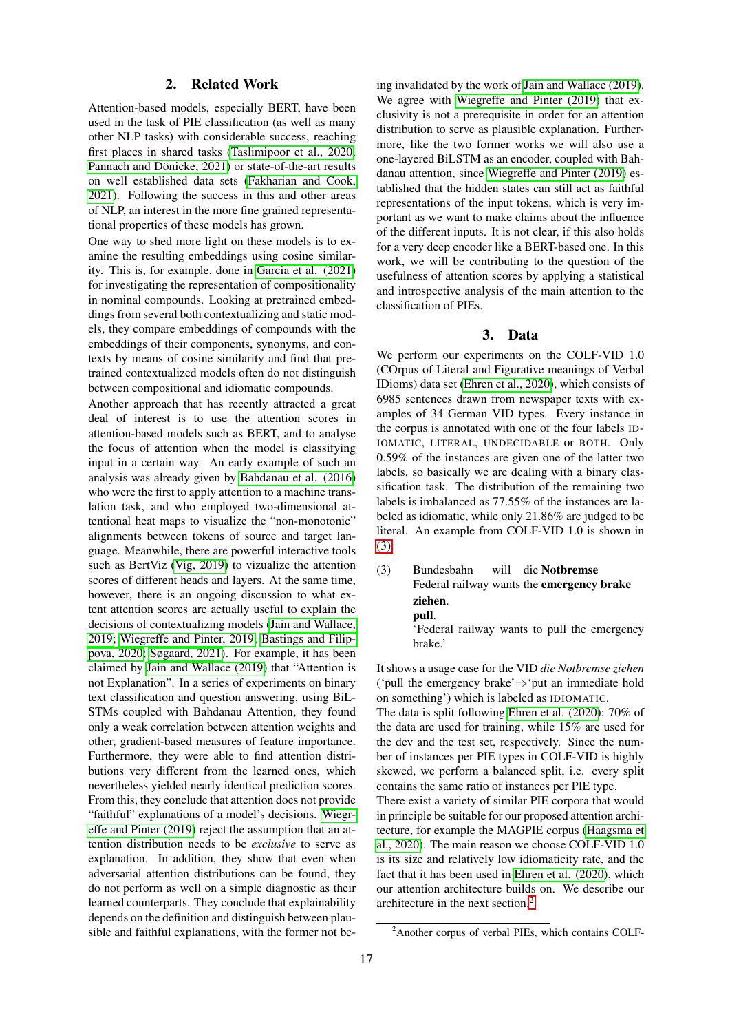## 2. Related Work

Attention-based models, especially BERT, have been used in the task of PIE classification (as well as many other NLP tasks) with considerable success, reaching first places in shared tasks (Taslimipoor et al., 2020; Pannach and Dönicke, 2021) or state-of-the-art results on well established data sets (Fakharian and Cook, 2021). Following the success in this and other areas of NLP, an interest in the more fine grained representational properties of these models has grown.

One way to shed more light on these models is to examine the resulting embeddings using cosine similarity. This is, for example, done in Garcia et al. (2021) for investigating the representation of compositionality in nominal compounds. Looking at pretrained embeddings from several both contextualizing and static models, they compare embeddings of compounds with the embeddings of their components, synonyms, and contexts by means of cosine similarity and find that pretrained contextualized models often do not distinguish between compositional and idiomatic compounds.

Another approach that has recently attracted a great deal of interest is to use the attention scores in attention-based models such as BERT, and to analyse the focus of attention when the model is classifying input in a certain way. An early example of such an analysis was already given by Bahdanau et al. (2016) who were the first to apply attention to a machine translation task, and who employed two-dimensional attentional heat maps to visualize the "non-monotonic" alignments between tokens of source and target language. Meanwhile, there are powerful interactive tools such as BertViz (Vig, 2019) to vizualize the attention scores of different heads and layers. At the same time, however, there is an ongoing discussion to what extent attention scores are actually useful to explain the decisions of contextualizing models (Jain and Wallace, 2019; Wiegreffe and Pinter, 2019; Bastings and Filippova, 2020; Søgaard, 2021). For example, it has been claimed by Jain and Wallace (2019) that "Attention is not Explanation". In a series of experiments on binary text classification and question answering, using BiLSTMs coupled with Bahdanau Attention, they found only a weak correlation between attention weights and other, gradient-based measures of feature importance. Furthermore, they were able to find attention distributions very different from the learned ones, which nevertheless yielded nearly identical prediction scores. From this, they conclude that attention does not provide "faithful" explanations of a model's decisions. Wiegreffe and Pinter (2019) reject the assumption that an attention distribution needs to be *exclusive* to serve as explanation. In addition, they show that even when adversarial attention distributions can be found, they do not perform as well on a simple diagnostic as their learned counterparts. They conclude that explainability depends on the definition and distinguish between plausible and faithful explanations, with the former not being invalidated by the work of Jain and Wallace (2019). We agree with Wiegreffe and Pinter (2019) that exclusivity is not a prerequisite in order for an attention distribution to serve as plausible explanation. Furthermore, like the two former works we will also use a one-layered BiLSTM as an encoder, coupled with Bahdanau attention, since Wiegreffe and Pinter (2019) established that the hidden states can still act as faithful representations of the input tokens, which is very important as we want to make claims about the influence of the different inputs. It is not clear, if this also holds for a very deep encoder like a BERT-based one. In this work, we will be contributing to the question of the usefulness of attention scores by applying a statistical and introspective analysis of the main attention to the classification of PIEs.

## 3. Data

We perform our experiments on the COLF-VID 1.0 (COrpus of Literal and Figurative meanings of Verbal IDioms) data set (Ehren et al., 2020), which consists of 6985 sentences drawn from newspaper texts with examples of 34 German VID types. Every instance in the corpus is annotated with one of the four labels IDIOMATIC, LITERAL, UNDECIDABLE or BOTH. Only 0.59% of the instances are given one of the latter two labels, so basically we are dealing with a binary classification task. The distribution of the remaining two labels is imbalanced as 77.55% of the instances are labeled as idiomatic, while only 21.86% are judged to be literal. An example from COLF-VID 1.0 is shown in (3).

(3) Bundesbahn will die **Notbremse** **ziehen**.
Federal railway wants the **emergency brake** **pull**.
'Federal railway wants to pull the emergency brake.'

It shows a usage case for the VID *die Notbremse ziehen* ('pull the emergency brake'⇒'put an immediate hold on something') which is labeled as IDIOMATIC.

The data is split following Ehren et al. (2020): 70% of the data are used for training, while 15% are used for the dev and the test set, respectively. Since the number of instances per PIE types in COLF-VID is highly skewed, we perform a balanced split, i.e. every split contains the same ratio of instances per PIE type.

There exist a variety of similar PIE corpora that would in principle be suitable for our proposed attention architecture, for example the MAGPIE corpus (Haagsma et al., 2020). The main reason we choose COLF-VID 1.0 is its size and relatively low idiomaticity rate, and the fact that it has been used in Ehren et al. (2020), which our attention architecture builds on. We describe our architecture in the next section.[2]

[2] Another corpus of verbal PIEs, which contains COLF-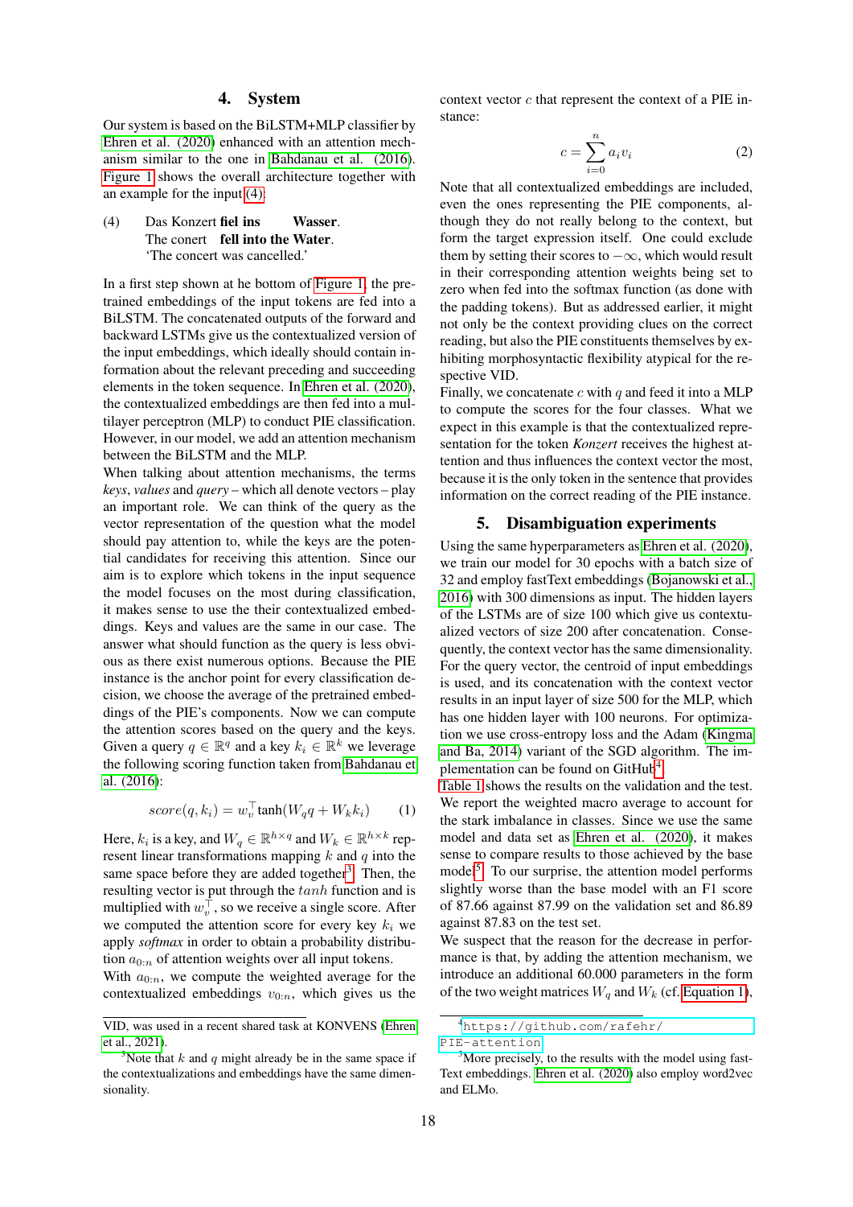## 4. System

Our system is based on the BiLSTM+MLP classifier by Ehren et al. (2020) enhanced with an attention mechanism similar to the one in Bahdanau et al. (2016). Figure 1 shows the overall architecture together with an example for the input (4).

(4) Das Konzert **fiel ins** **Wasser**.
The conert **fell into the Water**.
'The concert was cancelled.'

In a first step shown at he bottom of Figure 1, the pretrained embeddings of the input tokens are fed into a BiLSTM. The concatenated outputs of the forward and backward LSTMs give us the contextualized version of the input embeddings, which ideally should contain information about the relevant preceding and succeeding elements in the token sequence. In Ehren et al. (2020), the contextualized embeddings are then fed into a multilayer perceptron (MLP) to conduct PIE classification. However, in our model, we add an attention mechanism between the BiLSTM and the MLP.

When talking about attention mechanisms, the terms *keys*, *values* and *query* – which all denote vectors – play an important role. We can think of the query as the vector representation of the question what the model should pay attention to, while the keys are the potential candidates for receiving this attention. Since our aim is to explore which tokens in the input sequence the model focuses on the most during classification, it makes sense to use the their contextualized embeddings. Keys and values are the same in our case. The answer what should function as the query is less obvious as there exist numerous options. Because the PIE instance is the anchor point for every classification decision, we choose the average of the pretrained embeddings of the PIE's components. Now we can compute the attention scores based on the query and the keys. Given a query $q \in \mathbb{R}^q$ and a key $k_i \in \mathbb{R}^k$ we leverage the following scoring function taken from Bahdanau et al. (2016):

$$score(q, k_i) = w_v^\top \tanh(W_q q + W_k k_i) \quad (1)$$

Here, $k_i$ is a key, and $W_q \in \mathbb{R}^{h \times q}$ and $W_k \in \mathbb{R}^{h \times k}$ represent linear transformations mapping $k$ and $q$ into the same space before they are added together[3]. Then, the resulting vector is put through the $tanh$ function and is multiplied with $w_v^\top$, so we receive a single score. After we computed the attention score for every key $k_i$ we apply *softmax* in order to obtain a probability distribution $a_{0:n}$ of attention weights over all input tokens.

With $a_{0:n}$, we compute the weighted average for the contextualized embeddings $v_{0:n}$, which gives us the context vector $c$ that represent the context of a PIE instance:

$$c = \sum_{i=0}^{n} a_i v_i \quad (2)$$

Note that all contextualized embeddings are included, even the ones representing the PIE components, although they do not really belong to the context, but form the target expression itself. One could exclude them by setting their scores to $-\infty$, which would result in their corresponding attention weights being set to zero when fed into the softmax function (as done with the padding tokens). But as addressed earlier, it might not only be the context providing clues on the correct reading, but also the PIE constituents themselves by exhibiting morphosyntactic flexibility atypical for the respective VID.

Finally, we concatenate $c$ with $q$ and feed it into a MLP to compute the scores for the four classes. What we expect in this example is that the contextualized representation for the token *Konzert* receives the highest attention and thus influences the context vector the most, because it is the only token in the sentence that provides information on the correct reading of the PIE instance.

## 5. Disambiguation experiments

Using the same hyperparameters as Ehren et al. (2020), we train our model for 30 epochs with a batch size of 32 and employ fastText embeddings (Bojanowski et al., 2016) with 300 dimensions as input. The hidden layers of the LSTMs are of size 100 which give us contextualized vectors of size 200 after concatenation. Consequently, the context vector has the same dimensionality. For the query vector, the centroid of input embeddings is used, and its concatenation with the context vector results in an input layer of size 500 for the MLP, which has one hidden layer with 100 neurons. For optimization we use cross-entropy loss and the Adam (Kingma and Ba, 2014) variant of the SGD algorithm. The implementation can be found on GitHub[4].

Table 1 shows the results on the validation and the test. We report the weighted macro average to account for the stark imbalance in classes. Since we use the same model and data set as Ehren et al. (2020), it makes sense to compare results to those achieved by the base model[5]. To our surprise, the attention model performs slightly worse than the base model with an F1 score of 87.66 against 87.99 on the validation set and 86.89 against 87.83 on the test set.

We suspect that the reason for the decrease in performance is that, by adding the attention mechanism, we introduce an additional 60.000 parameters in the form of the two weight matrices $W_q$ and $W_k$ (cf. Equation 1),

---

VID, was used in a recent shared task at KONVENS (Ehren et al., 2021).

[3] Note that $k$ and $q$ might already be in the same space if the contextualizations and embeddings have the same dimensionality.

[4] https://github.com/rafehr/PIE-attention

[5] More precisely, to the results with the model using fastText embeddings. Ehren et al. (2020) also employ word2vec and ELMo.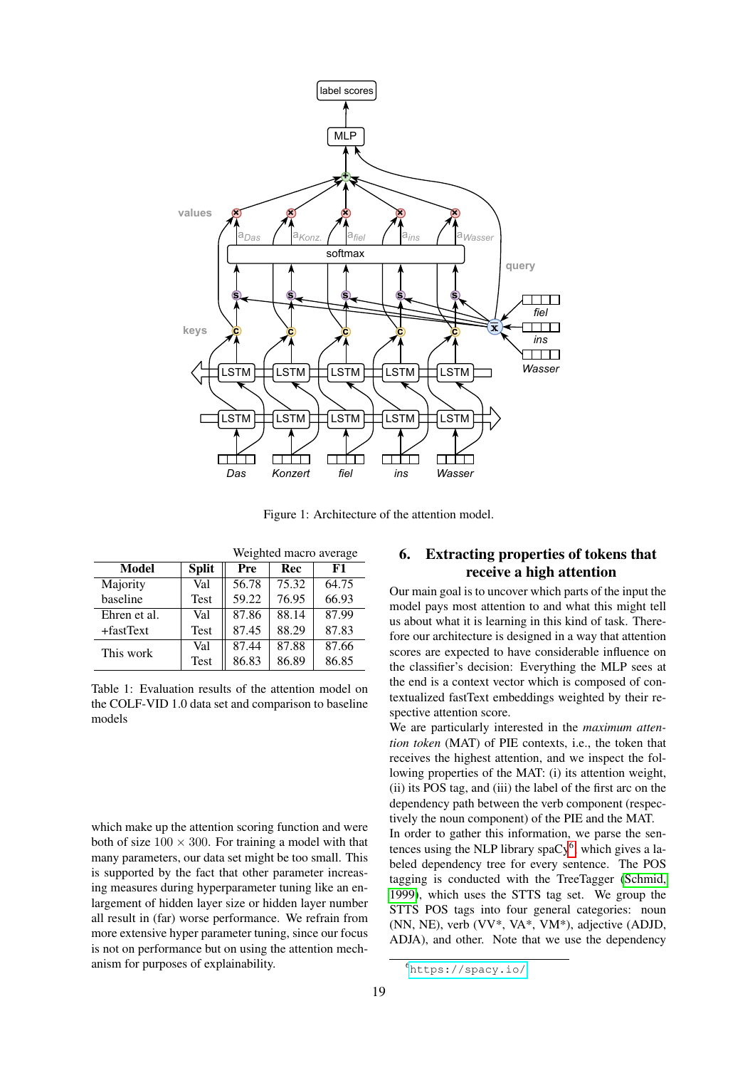Figure 1: Architecture of the attention model.

| Model | Split | Pre | Rec | F1 |
|---|---|---|---|---|
| | | Weighted macro average | | |
| Majority baseline | Val | 56.78 | 75.32 | 64.75 |
| | Test | 59.22 | 76.95 | 66.93 |
| Ehren et al. +fastText | Val | 87.86 | 88.14 | 87.99 |
| | Test | 87.45 | 88.29 | 87.83 |
| This work | Val | 87.44 | 87.88 | 87.66 |
| | Test | 86.83 | 86.89 | 86.85 |

Table 1: Evaluation results of the attention model on the COLF-VID 1.0 data set and comparison to baseline models

which make up the attention scoring function and were both of size $100 \times 300$. For training a model with that many parameters, our data set might be too small. This is supported by the fact that other parameter increasing measures during hyperparameter tuning like an enlargement of hidden layer size or hidden layer number all result in (far) worse performance. We refrain from more extensive hyper parameter tuning, since our focus is not on performance but on using the attention mechanism for purposes of explainability.

## 6. Extracting properties of tokens that receive a high attention

Our main goal is to uncover which parts of the input the model pays most attention to and what this might tell us about what it is learning in this kind of task. Therefore our architecture is designed in a way that attention scores are expected to have considerable influence on the classifier's decision: Everything the MLP sees at the end is a context vector which is composed of contextualized fastText embeddings weighted by their respective attention score.

We are particularly interested in the *maximum attention token* (MAT) of PIE contexts, i.e., the token that receives the highest attention, and we inspect the following properties of the MAT: (i) its attention weight, (ii) its POS tag, and (iii) the label of the first arc on the dependency path between the verb component (respectively the noun component) of the PIE and the MAT.

In order to gather this information, we parse the sentences using the NLP library spaCy[6], which gives a labeled dependency tree for every sentence. The POS tagging is conducted with the TreeTagger (Schmid, 1999), which uses the STTS tag set. We group the STTS POS tags into four general categories: noun (NN, NE), verb (VV*, VA*, VM*), adjective (ADJD, ADJA), and other. Note that we use the dependency

[6] https://spacy.io/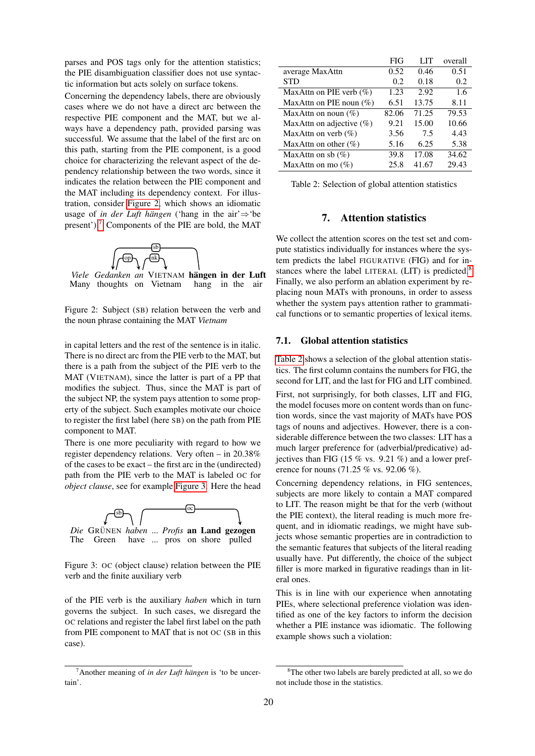parses and POS tags only for the attention statistics; the PIE disambiguation classifier does not use syntactic information but acts solely on surface tokens.

Concerning the dependency labels, there are obviously cases where we do not have a direct arc between the respective PIE component and the MAT, but we always have a dependency path, provided parsing was successful. We assume that the label of the first arc on this path, starting from the PIE component, is a good choice for characterizing the relevant aspect of the dependency relationship between the two words, since it indicates the relation between the PIE component and the MAT including its dependency context. For illustration, consider Figure 2, which shows an idiomatic usage of *in der Luft hängen* ('hang in the air'⇒'be present').[7] Components of the PIE are bold, the MAT

*Viele Gedanken an* VIETNAM **hängen in der Luft**
Many thoughts on Vietnam hang in the air

Figure 2: Subject (SB) relation between the verb and the noun phrase containing the MAT *Vietnam*

in capital letters and the rest of the sentence is in italic. There is no direct arc from the PIE verb to the MAT, but there is a path from the subject of the PIE verb to the MAT (VIETNAM), since the latter is part of a PP that modifies the subject. Thus, since the MAT is part of the subject NP, the system pays attention to some property of the subject. Such examples motivate our choice to register the first label (here SB) on the path from PIE component to MAT.

There is one more peculiarity with regard to how we register dependency relations. Very often – in 20.38% of the cases to be exact – the first arc in the (undirected) path from the PIE verb to the MAT is labeled OC for *object clause*, see for example Figure 3. Here the head

*Die* GRÜNEN *haben ... Profis* **an Land gezogen**
The Green have ... pros on shore pulled

Figure 3: OC (object clause) relation between the PIE verb and the finite auxiliary verb

of the PIE verb is the auxiliary *haben* which in turn governs the subject. In such cases, we disregard the OC relations and register the label first label on the path from PIE component to MAT that is not OC (SB in this case).

[7] Another meaning of *in der Luft hängen* is 'to be uncertain'.

| | FIG | LIT | overall |
|---|---|---|---|
| average MaxAttn | 0.52 | 0.46 | 0.51 |
| STD | 0.2 | 0.18 | 0.2 |
| MaxAttn on PIE verb (%) | 1.23 | 2.92 | 1.6 |
| MaxAttn on PIE noun (%) | 6.51 | 13.75 | 8.11 |
| MaxAttn on noun (%) | 82.06 | 71.25 | 79.53 |
| MaxAttn on adjective (%) | 9.21 | 15.00 | 10.66 |
| MaxAttn on verb (%) | 3.56 | 7.5 | 4.43 |
| MaxAttn on other (%) | 5.16 | 6.25 | 5.38 |
| MaxAttn on sb (%) | 39.8 | 17.08 | 34.62 |
| MaxAttn on mo (%) | 25.8 | 41.67 | 29.43 |

Table 2: Selection of global attention statistics

## 7. Attention statistics

We collect the attention scores on the test set and compute statistics individually for instances where the system predicts the label FIGURATIVE (FIG) and for instances where the label LITERAL (LIT) is predicted.[8] Finally, we also perform an ablation experiment by replacing noun MATs with pronouns, in order to assess whether the system pays attention rather to grammatical functions or to semantic properties of lexical items.

### 7.1. Global attention statistics

Table 2 shows a selection of the global attention statistics. The first column contains the numbers for FIG, the second for LIT, and the last for FIG and LIT combined.

First, not surprisingly, for both classes, LIT and FIG, the model focuses more on content words than on function words, since the vast majority of MATs have POS tags of nouns and adjectives. However, there is a considerable difference between the two classes: LIT has a much larger preference for (adverbial/predicative) adjectives than FIG (15 % vs. 9.21 %) and a lower preference for nouns (71.25 % vs. 92.06 %).

Concerning dependency relations, in FIG sentences, subjects are more likely to contain a MAT compared to LIT. The reason might be that for the verb (without the PIE context), the literal reading is much more frequent, and in idiomatic readings, we might have subjects whose semantic properties are in contradiction to the semantic features that subjects of the literal reading usually have. Put differently, the choice of the subject filler is more marked in figurative readings than in literal ones.

This is in line with our experience when annotating PIEs, where selectional preference violation was identified as one of the key factors to inform the decision whether a PIE instance was idiomatic. The following example shows such a violation:

[8] The other two labels are barely predicted at all, so we do not include those in the statistics.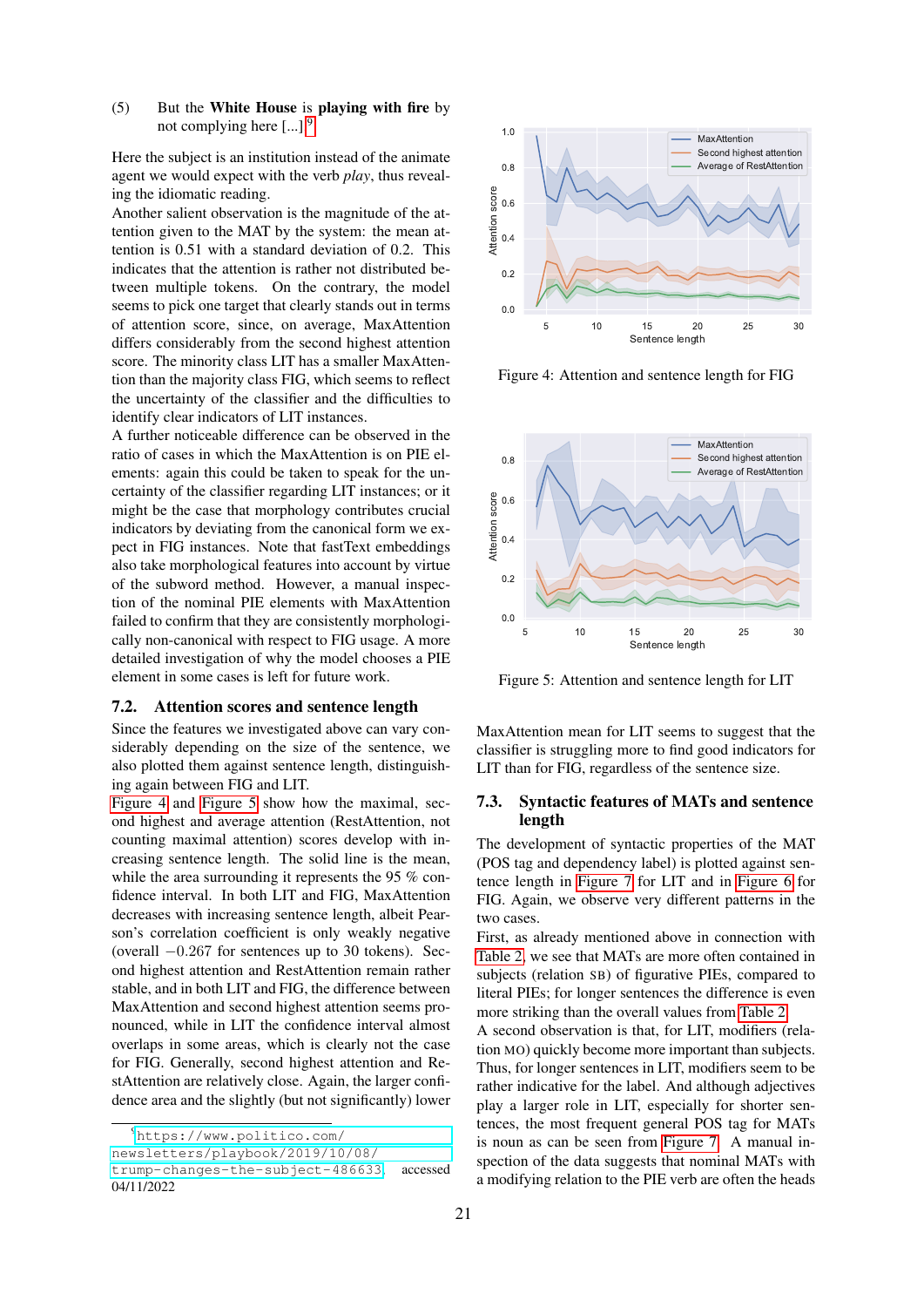(5) But the **White House** is **playing with fire** by not complying here [...][9]

Here the subject is an institution instead of the animate agent we would expect with the verb *play*, thus revealing the idiomatic reading.

Another salient observation is the magnitude of the attention given to the MAT by the system: the mean attention is 0.51 with a standard deviation of 0.2. This indicates that the attention is rather not distributed between multiple tokens. On the contrary, the model seems to pick one target that clearly stands out in terms of attention score, since, on average, MaxAttention differs considerably from the second highest attention score. The minority class LIT has a smaller MaxAttention than the majority class FIG, which seems to reflect the uncertainty of the classifier and the difficulties to identify clear indicators of LIT instances.

A further noticeable difference can be observed in the ratio of cases in which the MaxAttention is on PIE elements: again this could be taken to speak for the uncertainty of the classifier regarding LIT instances; or it might be the case that morphology contributes crucial indicators by deviating from the canonical form we expect in FIG instances. Note that fastText embeddings also take morphological features into account by virtue of the subword method. However, a manual inspection of the nominal PIE elements with MaxAttention failed to confirm that they are consistently morphologically non-canonical with respect to FIG usage. A more detailed investigation of why the model chooses a PIE element in some cases is left for future work.

### 7.2. Attention scores and sentence length

Since the features we investigated above can vary considerably depending on the size of the sentence, we also plotted them against sentence length, distinguishing again between FIG and LIT.

Figure 4 and Figure 5 show how the maximal, second highest and average attention (RestAttention, not counting maximal attention) scores develop with increasing sentence length. The solid line is the mean, while the area surrounding it represents the 95 % confidence interval. In both LIT and FIG, MaxAttention decreases with increasing sentence length, albeit Pearson's correlation coefficient is only weakly negative (overall $-0.267$ for sentences up to 30 tokens). Second highest attention and RestAttention remain rather stable, and in both LIT and FIG, the difference between MaxAttention and second highest attention seems pronounced, while in LIT the confidence interval almost overlaps in some areas, which is clearly not the case for FIG. Generally, second highest attention and RestAttention are relatively close. Again, the larger confidence area and the slightly (but not significantly) lower MaxAttention mean for LIT seems to suggest that the classifier is struggling more to find good indicators for LIT than for FIG, regardless of the sentence size.

Figure 4: Attention and sentence length for FIG

Figure 5: Attention and sentence length for LIT

### 7.3. Syntactic features of MATs and sentence length

The development of syntactic properties of the MAT (POS tag and dependency label) is plotted against sentence length in Figure 7 for LIT and in Figure 6 for FIG. Again, we observe very different patterns in the two cases.

First, as already mentioned above in connection with Table 2, we see that MATs are more often contained in subjects (relation SB) of figurative PIEs, compared to literal PIEs; for longer sentences the difference is even more striking than the overall values from Table 2.

A second observation is that, for LIT, modifiers (relation MO) quickly become more important than subjects. Thus, for longer sentences in LIT, modifiers seem to be rather indicative for the label. And although adjectives play a larger role in LIT, especially for shorter sentences, the most frequent general POS tag for MATs is noun as can be seen from Figure 7. A manual inspection of the data suggests that nominal MATs with a modifying relation to the PIE verb are often the heads

[9] https://www.politico.com/newsletters/playbook/2019/10/08/trump-changes-the-subject-486633, accessed 04/11/2022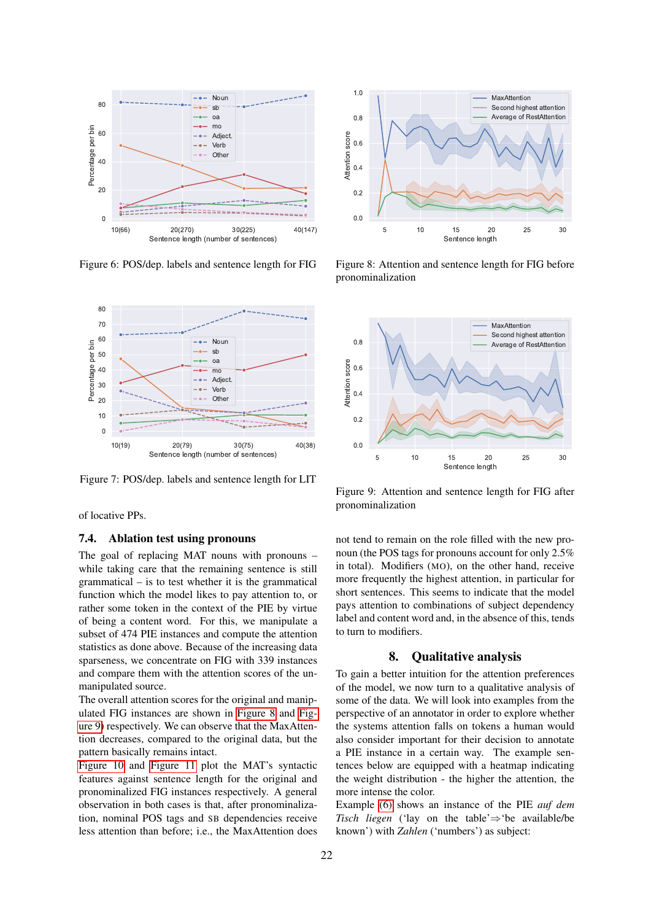Figure 6: POS/dep. labels and sentence length for FIG

Figure 8: Attention and sentence length for FIG before pronominalization

Figure 7: POS/dep. labels and sentence length for LIT

Figure 9: Attention and sentence length for FIG after pronominalization

of locative PPs.

### 7.4. Ablation test using pronouns

The goal of replacing MAT nouns with pronouns – while taking care that the remaining sentence is still grammatical – is to test whether it is the grammatical function which the model likes to pay attention to, or rather some token in the context of the PIE by virtue of being a content word. For this, we manipulate a subset of 474 PIE instances and compute the attention statistics as done above. Because of the increasing data sparseness, we concentrate on FIG with 339 instances and compare them with the attention scores of the unmanipulated source.

The overall attention scores for the original and manipulated FIG instances are shown in Figure 8 and Figure 9 respectively. We can observe that the MaxAttention decreases, compared to the original data, but the pattern basically remains intact.

Figure 10 and Figure 11 plot the MAT's syntactic features against sentence length for the original and pronominalized FIG instances respectively. A general observation in both cases is that, after pronominalization, nominal POS tags and SB dependencies receive less attention than before; i.e., the MaxAttention does not tend to remain on the role filled with the new pronoun (the POS tags for pronouns account for only 2.5% in total). Modifiers (MO), on the other hand, receive more frequently the highest attention, in particular for short sentences. This seems to indicate that the model pays attention to combinations of subject dependency label and content word and, in the absence of this, tends to turn to modifiers.

## 8. Qualitative analysis

To gain a better intuition for the attention preferences of the model, we now turn to a qualitative analysis of some of the data. We will look into examples from the perspective of an annotator in order to explore whether the systems attention falls on tokens a human would also consider important for their decision to annotate a PIE instance in a certain way. The example sentences below are equipped with a heatmap indicating the weight distribution - the higher the attention, the more intense the color.

Example (6) shows an instance of the PIE *auf dem Tisch liegen* ('lay on the table'⇒'be available/be known') with *Zahlen* ('numbers') as subject: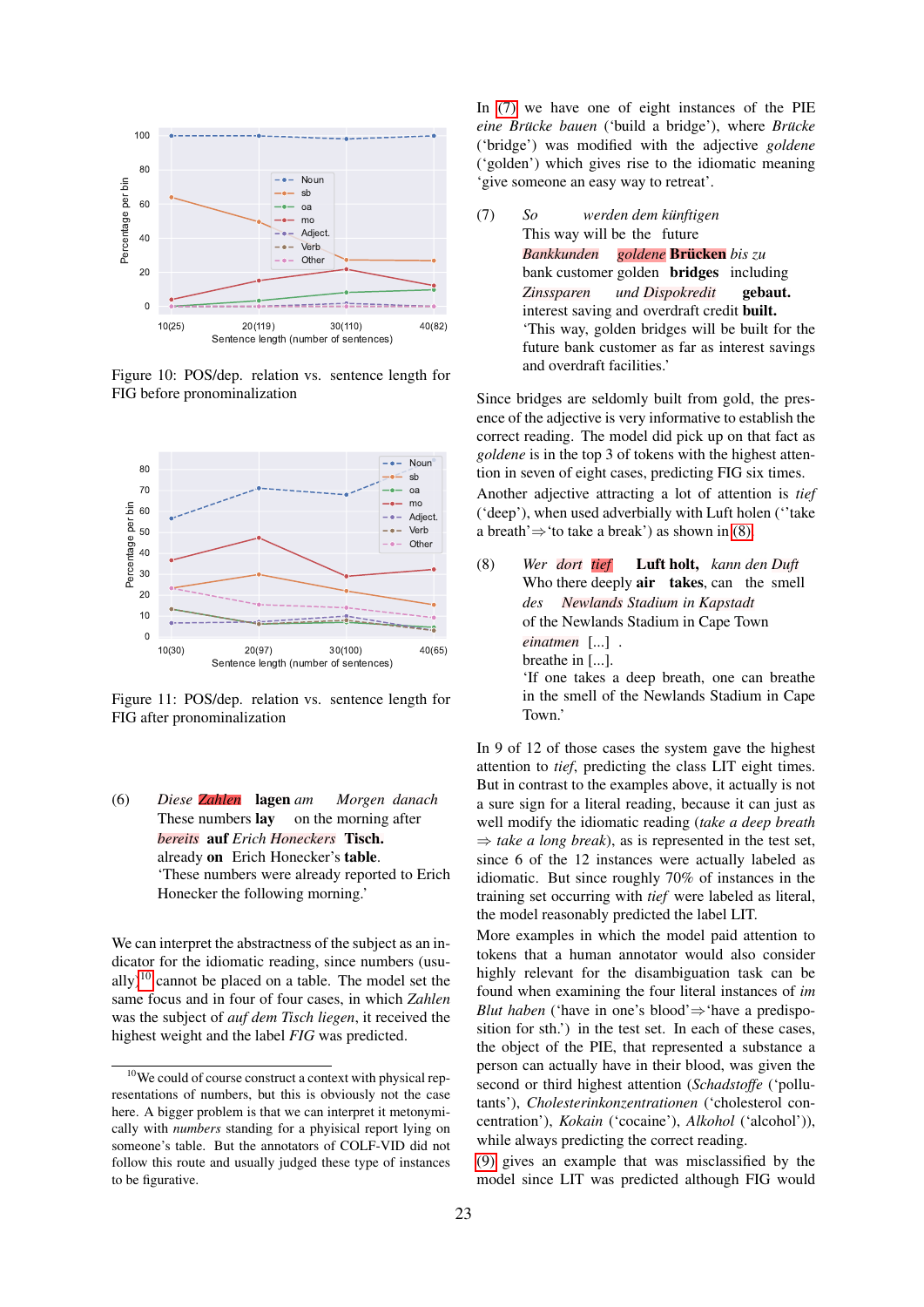Figure 10: POS/dep. relation vs. sentence length for FIG before pronominalization

Figure 11: POS/dep. relation vs. sentence length for FIG after pronominalization

(6) *Diese Zahlen* **lagen** *am Morgen danach*
These numbers **lay** on the morning after
*bereits* **auf** *Erich Honeckers* **Tisch.**
already **on** Erich Honecker's **table**.
'These numbers were already reported to Erich Honecker the following morning.'

We can interpret the abstractness of the subject as an indicator for the idiomatic reading, since numbers (usually)[10] cannot be placed on a table. The model set the same focus and in four of four cases, in which *Zahlen* was the subject of *auf dem Tisch liegen*, it received the highest weight and the label *FIG* was predicted.

[10] We could of course construct a context with physical representations of numbers, but this is obviously not the case here. A bigger problem is that we can interpret it metonymically with *numbers* standing for a phyisical report lying on someone's table. But the annotators of COLF-VID did not follow this route and usually judged these type of instances to be figurative.

In (7) we have one of eight instances of the PIE *eine Brücke bauen* ('build a bridge'), where *Brücke* ('bridge') was modified with the adjective *goldene* ('golden') which gives rise to the idiomatic meaning 'give someone an easy way to retreat'.

(7) *So werden dem künftigen*
This way will be the future
*Bankkunden goldene* **Brücken** *bis zu*
bank customer golden **bridges** including
*Zinssparen und Dispokredit* **gebaut.**
interest saving and overdraft credit **built.**
'This way, golden bridges will be built for the future bank customer as far as interest savings and overdraft facilities.'

Since bridges are seldomly built from gold, the presence of the adjective is very informative to establish the correct reading. The model did pick up on that fact as *goldene* is in the top 3 of tokens with the highest attention in seven of eight cases, predicting FIG six times. Another adjective attracting a lot of attention is *tief* ('deep'), when used adverbially with Luft holen (''take a breath'⇒'to take a break') as shown in (8).

(8) *Wer dort tief* **Luft holt,** *kann den Duft*
Who there deeply **air takes**, can the smell
*des Newlands Stadium in Kapstadt*
of the Newlands Stadium in Cape Town
*einatmen* [...] .
breathe in [...].
'If one takes a deep breath, one can breathe in the smell of the Newlands Stadium in Cape Town.'

In 9 of 12 of those cases the system gave the highest attention to *tief*, predicting the class LIT eight times. But in contrast to the examples above, it actually is not a sure sign for a literal reading, because it can just as well modify the idiomatic reading (*take a deep breath* ⇒ *take a long break*), as is represented in the test set, since 6 of the 12 instances were actually labeled as idiomatic. But since roughly 70% of instances in the training set occurring with *tief* were labeled as literal, the model reasonably predicted the label LIT.

More examples in which the model paid attention to tokens that a human annotator would also consider highly relevant for the disambiguation task can be found when examining the four literal instances of *im Blut haben* ('have in one's blood'⇒'have a predisposition for sth.') in the test set. In each of these cases, the object of the PIE, that represented a substance a person can actually have in their blood, was given the second or third highest attention (*Schadstoffe* ('pollutants'), *Cholesterinkonzentrationen* ('cholesterol concentration'), *Kokain* ('cocaine'), *Alkohol* ('alcohol')), while always predicting the correct reading.

(9) gives an example that was misclassified by the model since LIT was predicted although FIG would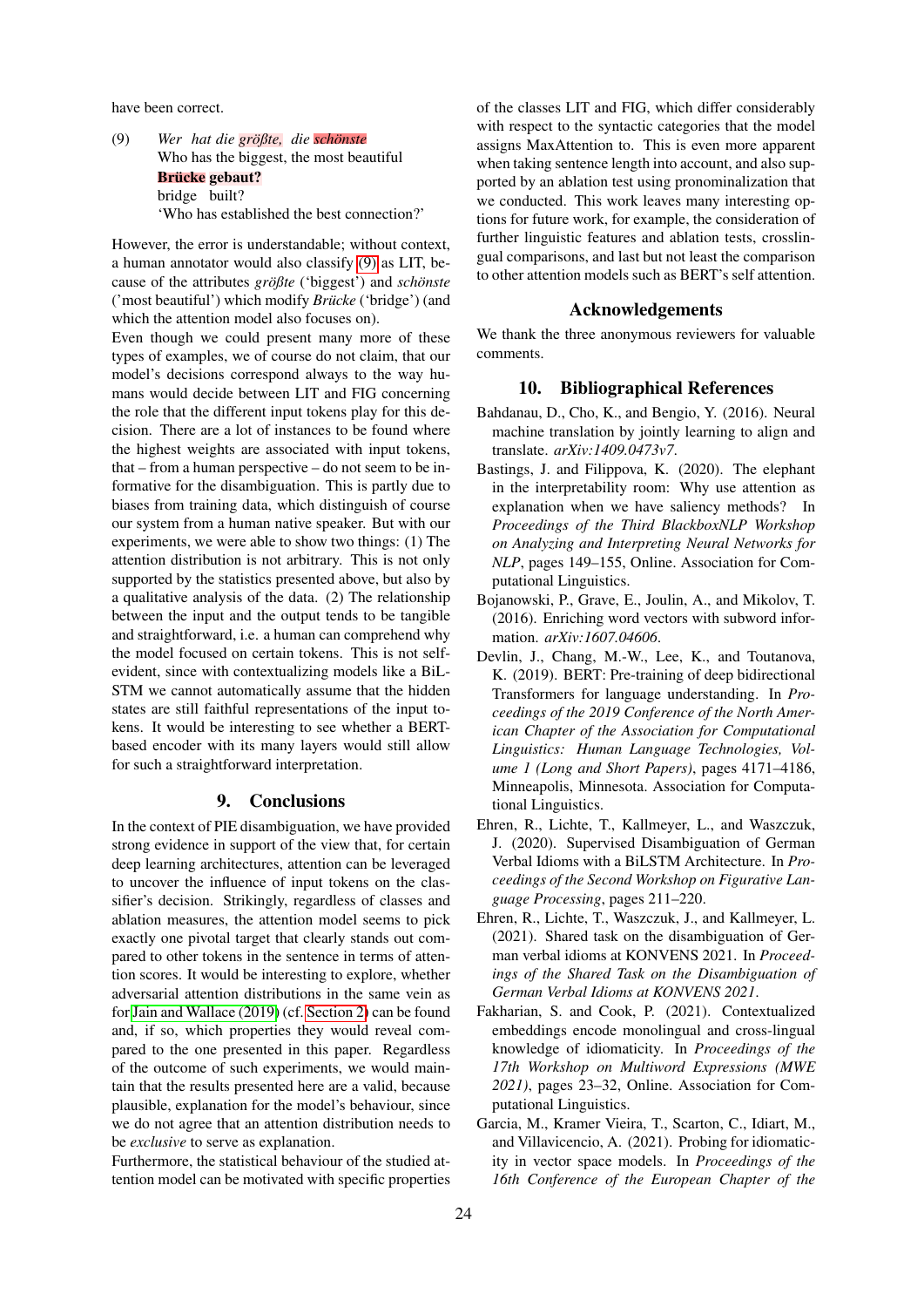have been correct.

(9) *Wer hat die größte, die schönste*
Who has the biggest, the most beautiful
**Brücke gebaut?**
bridge built?
'Who has established the best connection?'

However, the error is understandable; without context, a human annotator would also classify (9) as LIT, because of the attributes *größte* ('biggest') and *schönste* ('most beautiful') which modify *Brücke* ('bridge') (and which the attention model also focuses on).

Even though we could present many more of these types of examples, we of course do not claim, that our model's decisions correspond always to the way humans would decide between LIT and FIG concerning the role that the different input tokens play for this decision. There are a lot of instances to be found where the highest weights are associated with input tokens, that – from a human perspective – do not seem to be informative for the disambiguation. This is partly due to biases from training data, which distinguish of course our system from a human native speaker. But with our experiments, we were able to show two things: (1) The attention distribution is not arbitrary. This is not only supported by the statistics presented above, but also by a qualitative analysis of the data. (2) The relationship between the input and the output tends to be tangible and straightforward, i.e. a human can comprehend why the model focused on certain tokens. This is not self-evident, since with contextualizing models like a BiLSTM we cannot automatically assume that the hidden states are still faithful representations of the input tokens. It would be interesting to see whether a BERT-based encoder with its many layers would still allow for such a straightforward interpretation.

## 9. Conclusions

In the context of PIE disambiguation, we have provided strong evidence in support of the view that, for certain deep learning architectures, attention can be leveraged to uncover the influence of input tokens on the classifier's decision. Strikingly, regardless of classes and ablation measures, the attention model seems to pick exactly one pivotal target that clearly stands out compared to other tokens in the sentence in terms of attention scores. It would be interesting to explore, whether adversarial attention distributions in the same vein as for Jain and Wallace (2019) (cf. Section 2) can be found and, if so, which properties they would reveal compared to the one presented in this paper. Regardless of the outcome of such experiments, we would maintain that the results presented here are a valid, because plausible, explanation for the model's behaviour, since we do not agree that an attention distribution needs to be *exclusive* to serve as explanation.

Furthermore, the statistical behaviour of the studied attention model can be motivated with specific properties of the classes LIT and FIG, which differ considerably with respect to the syntactic categories that the model assigns MaxAttention to. This is even more apparent when taking sentence length into account, and also supported by an ablation test using pronominalization that we conducted. This work leaves many interesting options for future work, for example, the consideration of further linguistic features and ablation tests, crosslingual comparisons, and last but not least the comparison to other attention models such as BERT's self attention.

## Acknowledgements

We thank the three anonymous reviewers for valuable comments.

## 10. Bibliographical References

Bahdanau, D., Cho, K., and Bengio, Y. (2016). Neural machine translation by jointly learning to align and translate. *arXiv:1409.0473v7*.

Bastings, J. and Filippova, K. (2020). The elephant in the interpretability room: Why use attention as explanation when we have saliency methods? In *Proceedings of the Third BlackboxNLP Workshop on Analyzing and Interpreting Neural Networks for NLP*, pages 149–155, Online. Association for Computational Linguistics.

Bojanowski, P., Grave, E., Joulin, A., and Mikolov, T. (2016). Enriching word vectors with subword information. *arXiv:1607.04606*.

Devlin, J., Chang, M.-W., Lee, K., and Toutanova, K. (2019). BERT: Pre-training of deep bidirectional Transformers for language understanding. In *Proceedings of the 2019 Conference of the North American Chapter of the Association for Computational Linguistics: Human Language Technologies, Volume 1 (Long and Short Papers)*, pages 4171–4186, Minneapolis, Minnesota. Association for Computational Linguistics.

Ehren, R., Lichte, T., Kallmeyer, L., and Waszczuk, J. (2020). Supervised Disambiguation of German Verbal Idioms with a BiLSTM Architecture. In *Proceedings of the Second Workshop on Figurative Language Processing*, pages 211–220.

Ehren, R., Lichte, T., Waszczuk, J., and Kallmeyer, L. (2021). Shared task on the disambiguation of German verbal idioms at KONVENS 2021. In *Proceedings of the Shared Task on the Disambiguation of German Verbal Idioms at KONVENS 2021*.

Fakharian, S. and Cook, P. (2021). Contextualized embeddings encode monolingual and cross-lingual knowledge of idiomaticity. In *Proceedings of the 17th Workshop on Multiword Expressions (MWE 2021)*, pages 23–32, Online. Association for Computational Linguistics.

Garcia, M., Kramer Vieira, T., Scarton, C., Idiart, M., and Villavicencio, A. (2021). Probing for idiomaticity in vector space models. In *Proceedings of the 16th Conference of the European Chapter of the*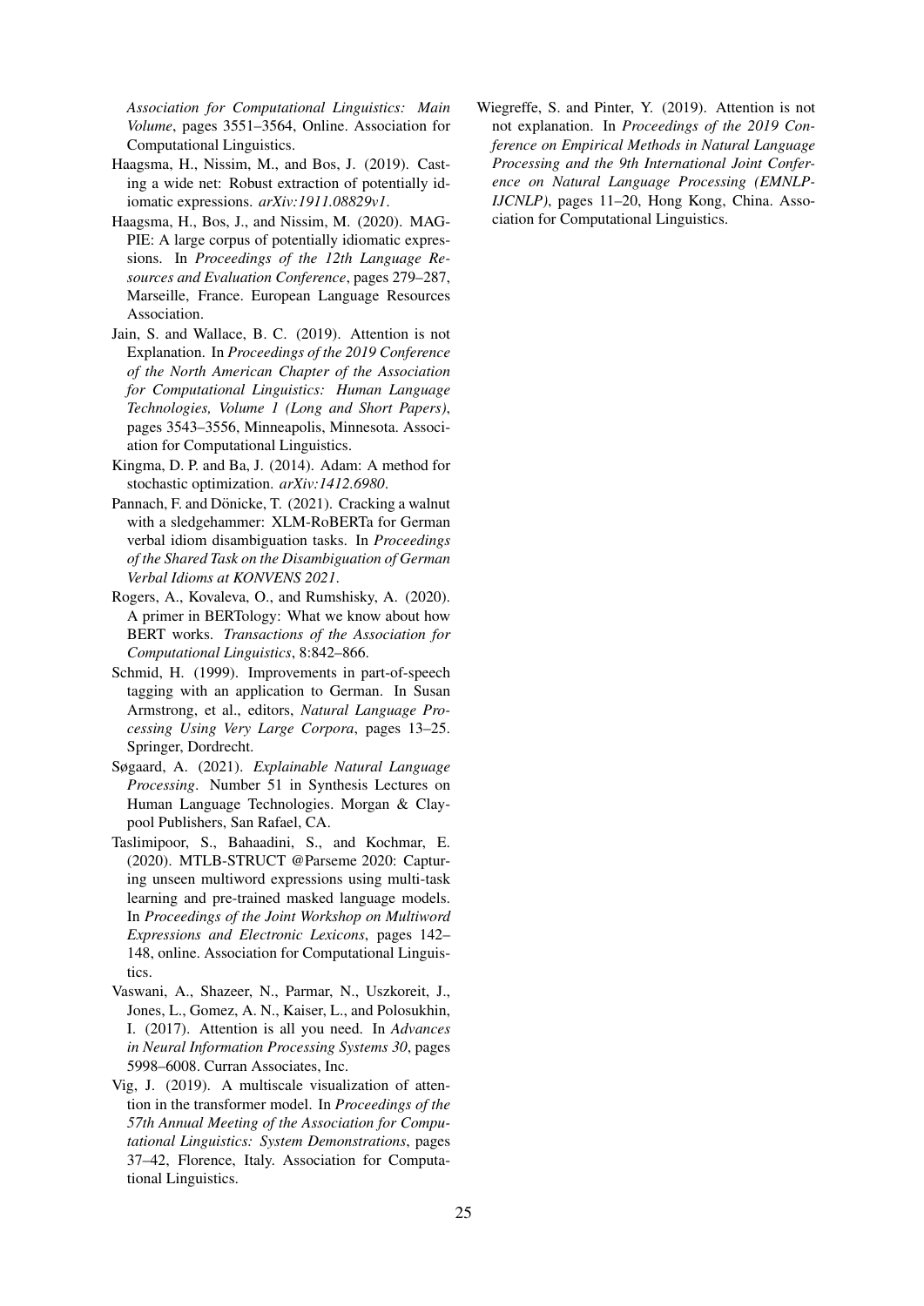*Association for Computational Linguistics: Main Volume*, pages 3551–3564, Online. Association for Computational Linguistics.

Haagsma, H., Nissim, M., and Bos, J. (2019). Casting a wide net: Robust extraction of potentially idiomatic expressions. *arXiv:1911.08829v1*.

Haagsma, H., Bos, J., and Nissim, M. (2020). MAGPIE: A large corpus of potentially idiomatic expressions. In *Proceedings of the 12th Language Resources and Evaluation Conference*, pages 279–287, Marseille, France. European Language Resources Association.

Jain, S. and Wallace, B. C. (2019). Attention is not Explanation. In *Proceedings of the 2019 Conference of the North American Chapter of the Association for Computational Linguistics: Human Language Technologies, Volume 1 (Long and Short Papers)*, pages 3543–3556, Minneapolis, Minnesota. Association for Computational Linguistics.

Kingma, D. P. and Ba, J. (2014). Adam: A method for stochastic optimization. *arXiv:1412.6980*.

Pannach, F. and Dönicke, T. (2021). Cracking a walnut with a sledgehammer: XLM-RoBERTa for German verbal idiom disambiguation tasks. In *Proceedings of the Shared Task on the Disambiguation of German Verbal Idioms at KONVENS 2021*.

Rogers, A., Kovaleva, O., and Rumshisky, A. (2020). A primer in BERTology: What we know about how BERT works. *Transactions of the Association for Computational Linguistics*, 8:842–866.

Schmid, H. (1999). Improvements in part-of-speech tagging with an application to German. In Susan Armstrong, et al., editors, *Natural Language Processing Using Very Large Corpora*, pages 13–25. Springer, Dordrecht.

Søgaard, A. (2021). *Explainable Natural Language Processing*. Number 51 in Synthesis Lectures on Human Language Technologies. Morgan & Claypool Publishers, San Rafael, CA.

Taslimipoor, S., Bahaadini, S., and Kochmar, E. (2020). MTLB-STRUCT @Parseme 2020: Capturing unseen multiword expressions using multi-task learning and pre-trained masked language models. In *Proceedings of the Joint Workshop on Multiword Expressions and Electronic Lexicons*, pages 142–148, online. Association for Computational Linguistics.

Vaswani, A., Shazeer, N., Parmar, N., Uszkoreit, J., Jones, L., Gomez, A. N., Kaiser, L., and Polosukhin, I. (2017). Attention is all you need. In *Advances in Neural Information Processing Systems 30*, pages 5998–6008. Curran Associates, Inc.

Vig, J. (2019). A multiscale visualization of attention in the transformer model. In *Proceedings of the 57th Annual Meeting of the Association for Computational Linguistics: System Demonstrations*, pages 37–42, Florence, Italy. Association for Computational Linguistics.

Wiegreffe, S. and Pinter, Y. (2019). Attention is not not explanation. In *Proceedings of the 2019 Conference on Empirical Methods in Natural Language Processing and the 9th International Joint Conference on Natural Language Processing (EMNLP-IJCNLP)*, pages 11–20, Hong Kong, China. Association for Computational Linguistics.